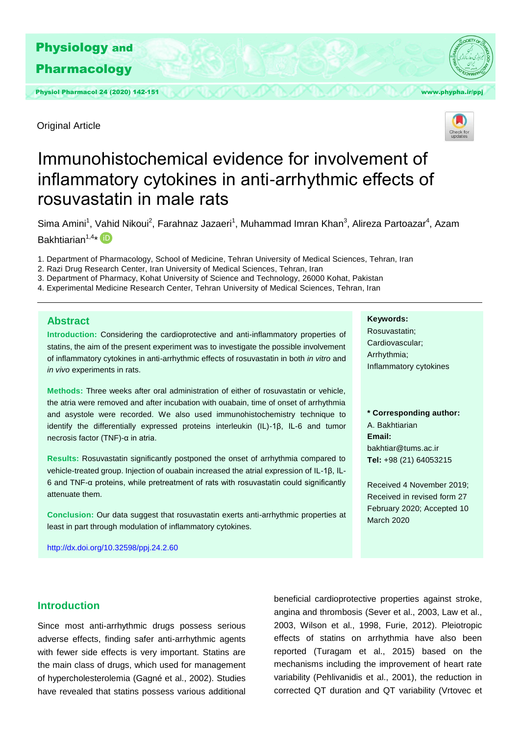Original Article

# Immunohistochemical evidence for involvement of inflammatory cytokines in anti-arrhythmic effects of rosuvastatin in male rats

Sima Amini[1], Vahid Nikoui[2], Farahnaz Jazaeri[1], Muhammad Imran Khan[3], Alireza Partoazar[4], Azam Bakhtiarian[1,4]*

1. Department of Pharmacology, School of Medicine, Tehran University of Medical Sciences, Tehran, Iran
2. Razi Drug Research Center, Iran University of Medical Sciences, Tehran, Iran
3. Department of Pharmacy, Kohat University of Science and Technology, 26000 Kohat, Pakistan
4. Experimental Medicine Research Center, Tehran University of Medical Sciences, Tehran, Iran

## Abstract

**Introduction:** Considering the cardioprotective and anti-inflammatory properties of statins, the aim of the present experiment was to investigate the possible involvement of inflammatory cytokines in anti-arrhythmic effects of rosuvastatin in both *in vitro* and *in vivo* experiments in rats.

**Methods:** Three weeks after oral administration of either of rosuvastatin or vehicle, the atria were removed and after incubation with ouabain, time of onset of arrhythmia and asystole were recorded. We also used immunohistochemistry technique to identify the differentially expressed proteins interleukin (IL)-1β, IL-6 and tumor necrosis factor (TNF)-α in atria.

**Results:** Rosuvastatin significantly postponed the onset of arrhythmia compared to vehicle-treated group. Injection of ouabain increased the atrial expression of IL-1β, IL-6 and TNF-α proteins, while pretreatment of rats with rosuvastatin could significantly attenuate them.

**Conclusion:** Our data suggest that rosuvastatin exerts anti-arrhythmic properties at least in part through modulation of inflammatory cytokines.

http://dx.doi.org/10.32598/ppj.24.2.60

**Keywords:**
Rosuvastatin;
Cardiovascular;
Arrhythmia;
Inflammatory cytokines

**\* Corresponding author:**
A. Bakhtiarian
**Email:**
bakhtiar@tums.ac.ir
**Tel:** +98 (21) 64053215

Received 4 November 2019; Received in revised form 27 February 2020; Accepted 10 March 2020

## Introduction

Since most anti-arrhythmic drugs possess serious adverse effects, finding safer anti-arrhythmic agents with fewer side effects is very important. Statins are the main class of drugs, which used for management of hypercholesterolemia (Gagné et al., 2002). Studies have revealed that statins possess various additional beneficial cardioprotective properties against stroke, angina and thrombosis (Sever et al., 2003, Law et al., 2003, Wilson et al., 1998, Furie, 2012). Pleiotropic effects of statins on arrhythmia have also been reported (Turagam et al., 2015) based on the mechanisms including the improvement of heart rate variability (Pehlivanidis et al., 2001), the reduction in corrected QT duration and QT variability (Vrtovec et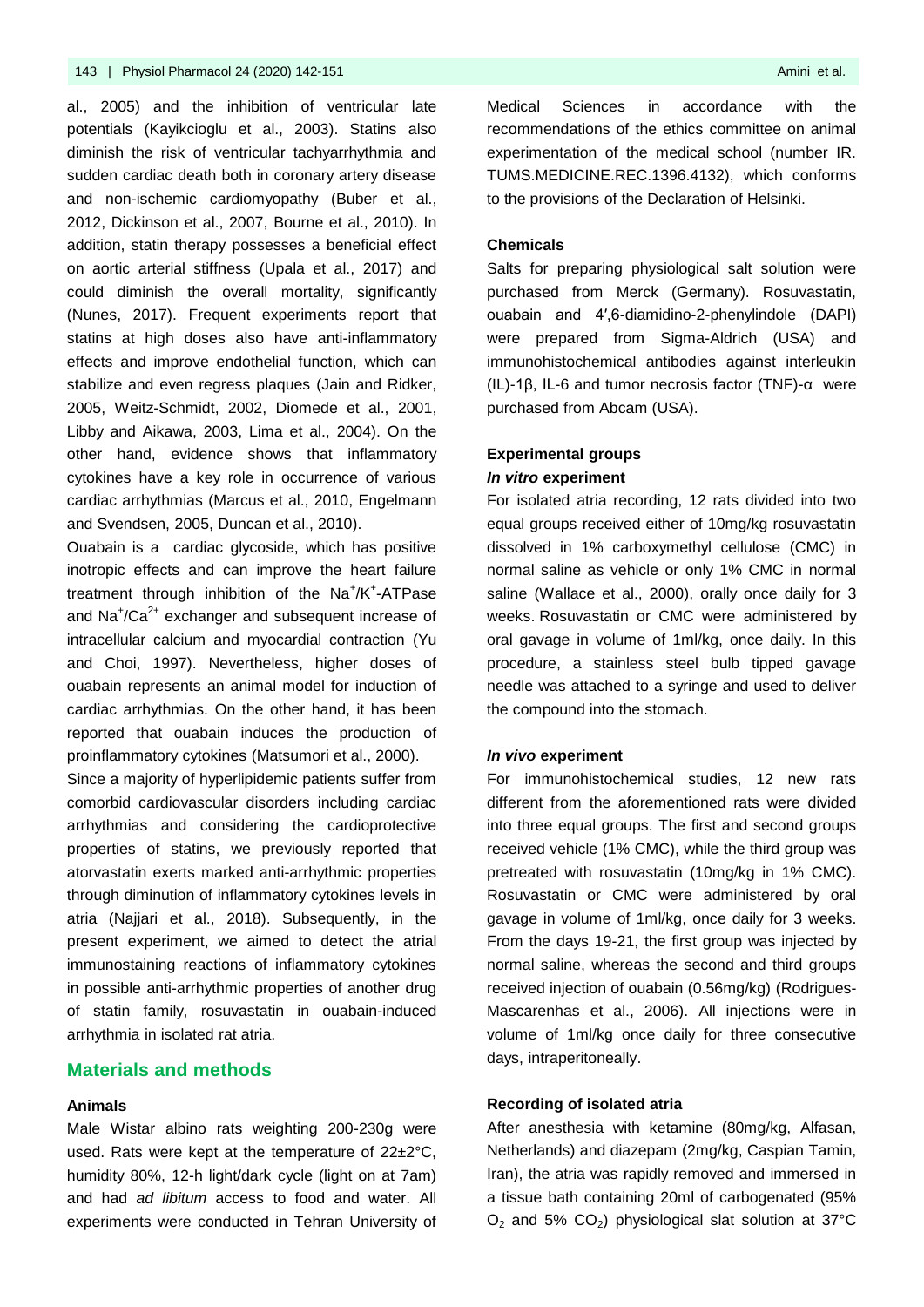al., 2005) and the inhibition of ventricular late potentials (Kayikcioglu et al., 2003). Statins also diminish the risk of ventricular tachyarrhythmia and sudden cardiac death both in coronary artery disease and non-ischemic cardiomyopathy (Buber et al., 2012, Dickinson et al., 2007, Bourne et al., 2010). In addition, statin therapy possesses a beneficial effect on aortic arterial stiffness (Upala et al., 2017) and could diminish the overall mortality, significantly (Nunes, 2017). Frequent experiments report that statins at high doses also have anti-inflammatory effects and improve endothelial function, which can stabilize and even regress plaques (Jain and Ridker, 2005, Weitz-Schmidt, 2002, Diomede et al., 2001, Libby and Aikawa, 2003, Lima et al., 2004). On the other hand, evidence shows that inflammatory cytokines have a key role in occurrence of various cardiac arrhythmias (Marcus et al., 2010, Engelmann and Svendsen, 2005, Duncan et al., 2010).

Ouabain is a cardiac glycoside, which has positive inotropic effects and can improve the heart failure treatment through inhibition of the $Na^+/K^+$-ATPase and $Na^+/Ca^{2+}$ exchanger and subsequent increase of intracellular calcium and myocardial contraction (Yu and Choi, 1997). Nevertheless, higher doses of ouabain represents an animal model for induction of cardiac arrhythmias. On the other hand, it has been reported that ouabain induces the production of proinflammatory cytokines (Matsumori et al., 2000).

Since a majority of hyperlipidemic patients suffer from comorbid cardiovascular disorders including cardiac arrhythmias and considering the cardioprotective properties of statins, we previously reported that atorvastatin exerts marked anti-arrhythmic properties through diminution of inflammatory cytokines levels in atria (Najjari et al., 2018). Subsequently, in the present experiment, we aimed to detect the atrial immunostaining reactions of inflammatory cytokines in possible anti-arrhythmic properties of another drug of statin family, rosuvastatin in ouabain-induced arrhythmia in isolated rat atria.

## Materials and methods

### Animals

Male Wistar albino rats weighting 200-230g were used. Rats were kept at the temperature of 22±2°C, humidity 80%, 12-h light/dark cycle (light on at 7am) and had *ad libitum* access to food and water. All experiments were conducted in Tehran University of Medical Sciences in accordance with the recommendations of the ethics committee on animal experimentation of the medical school (number IR. TUMS.MEDICINE.REC.1396.4132), which conforms to the provisions of the Declaration of Helsinki.

### Chemicals

Salts for preparing physiological salt solution were purchased from Merck (Germany). Rosuvastatin, ouabain and 4′,6-diamidino-2-phenylindole (DAPI) were prepared from Sigma-Aldrich (USA) and immunohistochemical antibodies against interleukin (IL)-1β, IL-6 and tumor necrosis factor (TNF)-α were purchased from Abcam (USA).

### Experimental groups

#### *In vitro* experiment

For isolated atria recording, 12 rats divided into two equal groups received either of 10mg/kg rosuvastatin dissolved in 1% carboxymethyl cellulose (CMC) in normal saline as vehicle or only 1% CMC in normal saline (Wallace et al., 2000), orally once daily for 3 weeks. Rosuvastatin or CMC were administered by oral gavage in volume of 1ml/kg, once daily. In this procedure, a stainless steel bulb tipped gavage needle was attached to a syringe and used to deliver the compound into the stomach.

#### *In vivo* experiment

For immunohistochemical studies, 12 new rats different from the aforementioned rats were divided into three equal groups. The first and second groups received vehicle (1% CMC), while the third group was pretreated with rosuvastatin (10mg/kg in 1% CMC). Rosuvastatin or CMC were administered by oral gavage in volume of 1ml/kg, once daily for 3 weeks. From the days 19-21, the first group was injected by normal saline, whereas the second and third groups received injection of ouabain (0.56mg/kg) (Rodrigues-Mascarenhas et al., 2006). All injections were in volume of 1ml/kg once daily for three consecutive days, intraperitoneally.

### Recording of isolated atria

After anesthesia with ketamine (80mg/kg, Alfasan, Netherlands) and diazepam (2mg/kg, Caspian Tamin, Iran), the atria was rapidly removed and immersed in a tissue bath containing 20ml of carbogenated (95% $O_2$ and 5% $CO_2$) physiological slat solution at 37°C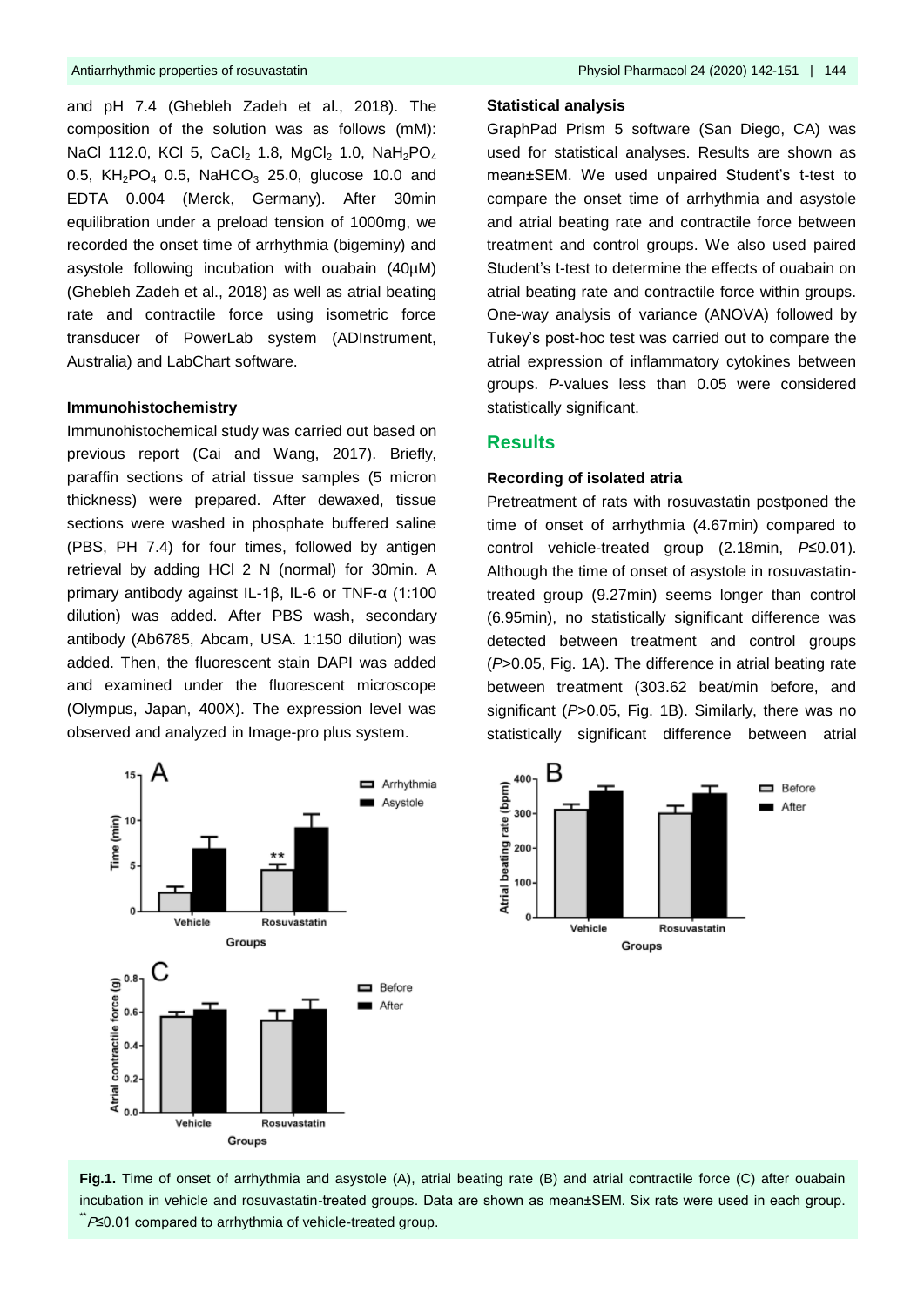and pH 7.4 (Ghebleh Zadeh et al., 2018). The composition of the solution was as follows (mM): NaCl 112.0, KCl 5, $CaCl_2$ 1.8, $MgCl_2$ 1.0, $NaH_2PO_4$ 0.5, $KH_2PO_4$ 0.5, $NaHCO_3$ 25.0, glucose 10.0 and EDTA 0.004 (Merck, Germany). After 30min equilibration under a preload tension of 1000mg, we recorded the onset time of arrhythmia (bigeminy) and asystole following incubation with ouabain (40µM) (Ghebleh Zadeh et al., 2018) as well as atrial beating rate and contractile force using isometric force transducer of PowerLab system (ADInstrument, Australia) and LabChart software.

### Immunohistochemistry

Immunohistochemical study was carried out based on previous report (Cai and Wang, 2017). Briefly, paraffin sections of atrial tissue samples (5 micron thickness) were prepared. After dewaxed, tissue sections were washed in phosphate buffered saline (PBS, PH 7.4) for four times, followed by antigen retrieval by adding HCl 2 N (normal) for 30min. A primary antibody against IL-1β, IL-6 or TNF-α (1:100 dilution) was added. After PBS wash, secondary antibody (Ab6785, Abcam, USA. 1:150 dilution) was added. Then, the fluorescent stain DAPI was added and examined under the fluorescent microscope (Olympus, Japan, 400X). The expression level was observed and analyzed in Image-pro plus system.

### Statistical analysis

GraphPad Prism 5 software (San Diego, CA) was used for statistical analyses. Results are shown as mean±SEM. We used unpaired Student's t-test to compare the onset time of arrhythmia and asystole and atrial beating rate and contractile force between treatment and control groups. We also used paired Student's t-test to determine the effects of ouabain on atrial beating rate and contractile force within groups. One-way analysis of variance (ANOVA) followed by Tukey's post-hoc test was carried out to compare the atrial expression of inflammatory cytokines between groups. *P*-values less than 0.05 were considered statistically significant.

## Results

### Recording of isolated atria

Pretreatment of rats with rosuvastatin postponed the time of onset of arrhythmia (4.67min) compared to control vehicle-treated group (2.18min, $P \leq 0.01$). Although the time of onset of asystole in rosuvastatin-treated group (9.27min) seems longer than control (6.95min), no statistically significant difference was detected between treatment and control groups ($P > 0.05$, Fig. 1A). The difference in atrial beating rate between treatment (303.62 beat/min before, and significant ($P > 0.05$, Fig. 1B). Similarly, there was no statistically significant difference between atrial

**Fig.1.** Time of onset of arrhythmia and asystole (A), atrial beating rate (B) and atrial contractile force (C) after ouabain incubation in vehicle and rosuvastatin-treated groups. Data are shown as mean±SEM. Six rats were used in each group. [**] $P \leq 0.01$ compared to arrhythmia of vehicle-treated group.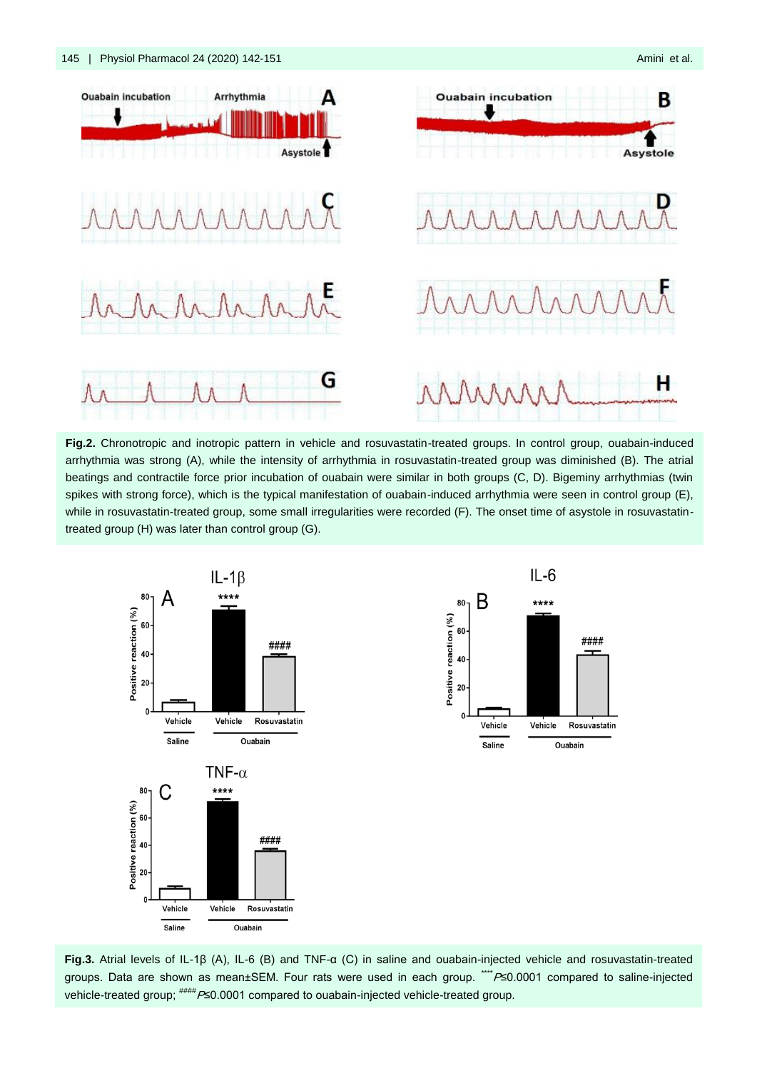**Fig.2.** Chronotropic and inotropic pattern in vehicle and rosuvastatin-treated groups. In control group, ouabain-induced arrhythmia was strong (A), while the intensity of arrhythmia in rosuvastatin-treated group was diminished (B). The atrial beatings and contractile force prior incubation of ouabain were similar in both groups (C, D). Bigeminy arrhythmias (twin spikes with strong force), which is the typical manifestation of ouabain-induced arrhythmia were seen in control group (E), while in rosuvastatin-treated group, some small irregularities were recorded (F). The onset time of asystole in rosuvastatin-treated group (H) was later than control group (G).

**Fig.3.** Atrial levels of IL-1β (A), IL-6 (B) and TNF-α (C) in saline and ouabain-injected vehicle and rosuvastatin-treated groups. Data are shown as mean±SEM. Four rats were used in each group. ****$P \leq 0.0001$ compared to saline-injected vehicle-treated group; ####$P \leq 0.0001$ compared to ouabain-injected vehicle-treated group.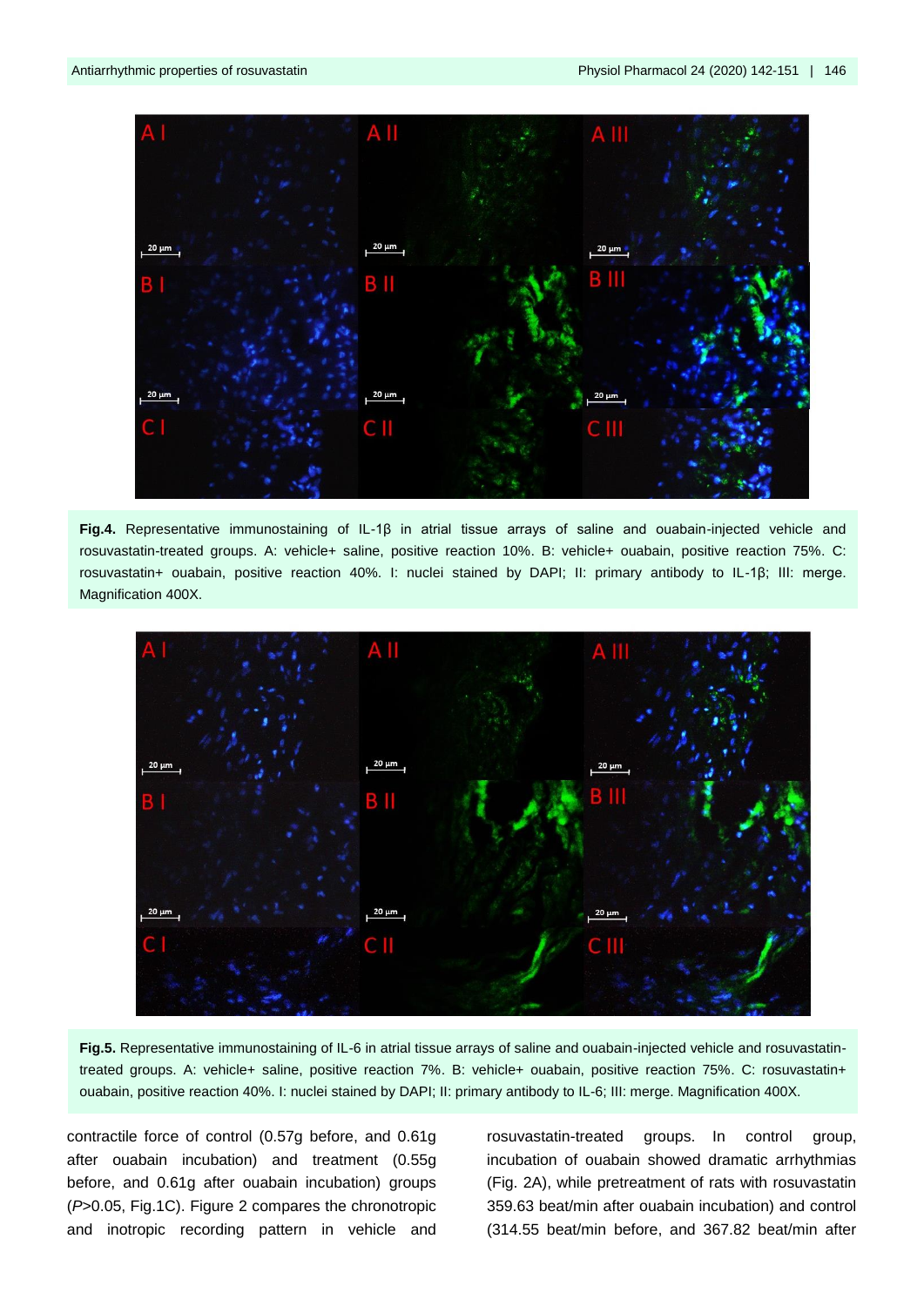**Fig.4.** Representative immunostaining of IL-1β in atrial tissue arrays of saline and ouabain-injected vehicle and rosuvastatin-treated groups. A: vehicle+ saline, positive reaction 10%. B: vehicle+ ouabain, positive reaction 75%. C: rosuvastatin+ ouabain, positive reaction 40%. I: nuclei stained by DAPI; II: primary antibody to IL-1β; III: merge. Magnification 400X.

**Fig.5.** Representative immunostaining of IL-6 in atrial tissue arrays of saline and ouabain-injected vehicle and rosuvastatin-treated groups. A: vehicle+ saline, positive reaction 7%. B: vehicle+ ouabain, positive reaction 75%. C: rosuvastatin+ ouabain, positive reaction 40%. I: nuclei stained by DAPI; II: primary antibody to IL-6; III: merge. Magnification 400X.

contractile force of control (0.57g before, and 0.61g after ouabain incubation) and treatment (0.55g before, and 0.61g after ouabain incubation) groups (*P*>0.05, Fig.1C). Figure 2 compares the chronotropic and inotropic recording pattern in vehicle and rosuvastatin-treated groups. In control group, incubation of ouabain showed dramatic arrhythmias (Fig. 2A), while pretreatment of rats with rosuvastatin 359.63 beat/min after ouabain incubation) and control (314.55 beat/min before, and 367.82 beat/min after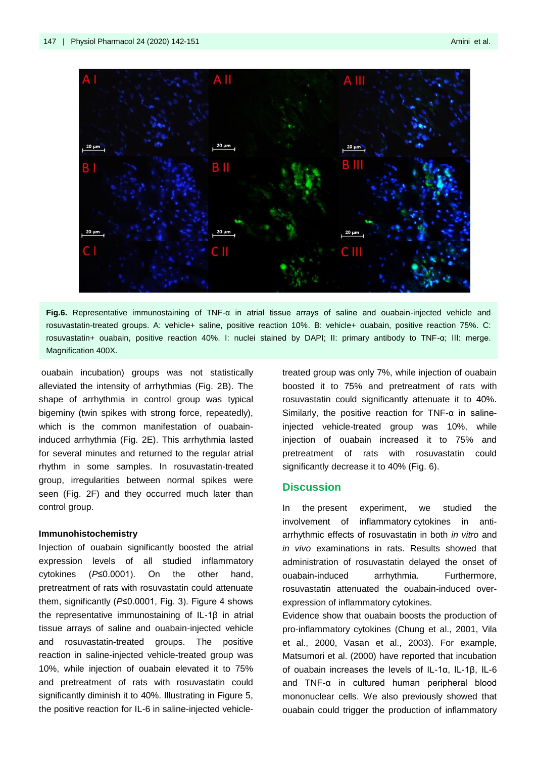Fig.6. Representative immunostaining of TNF-α in atrial tissue arrays of saline and ouabain-injected vehicle and rosuvastatin-treated groups. A: vehicle+ saline, positive reaction 10%. B: vehicle+ ouabain, positive reaction 75%. C: rosuvastatin+ ouabain, positive reaction 40%. I: nuclei stained by DAPI; II: primary antibody to TNF-α; III: merge. Magnification 400X.

ouabain incubation) groups was not statistically alleviated the intensity of arrhythmias (Fig. 2B). The shape of arrhythmia in control group was typical bigeminy (twin spikes with strong force, repeatedly), which is the common manifestation of ouabain-induced arrhythmia (Fig. 2E). This arrhythmia lasted for several minutes and returned to the regular atrial rhythm in some samples. In rosuvastatin-treated group, irregularities between normal spikes were seen (Fig. 2F) and they occurred much later than control group.

**Immunohistochemistry**

Injection of ouabain significantly boosted the atrial expression levels of all studied inflammatory cytokines (*P*≤0.0001). On the other hand, pretreatment of rats with rosuvastatin could attenuate them, significantly (*P*≤0.0001, Fig. 3). Figure 4 shows the representative immunostaining of IL-1β in atrial tissue arrays of saline and ouabain-injected vehicle and rosuvastatin-treated groups. The positive reaction in saline-injected vehicle-treated group was 10%, while injection of ouabain elevated it to 75% and pretreatment of rats with rosuvastatin could significantly diminish it to 40%. Illustrating in Figure 5, the positive reaction for IL-6 in saline-injected vehicle-treated group was only 7%, while injection of ouabain boosted it to 75% and pretreatment of rats with rosuvastatin could significantly attenuate it to 40%. Similarly, the positive reaction for TNF-α in saline-injected vehicle-treated group was 10%, while injection of ouabain increased it to 75% and pretreatment of rats with rosuvastatin could significantly decrease it to 40% (Fig. 6).

## Discussion

In the present experiment, we studied the involvement of inflammatory cytokines in anti-arrhythmic effects of rosuvastatin in both *in vitro* and *in vivo* examinations in rats. Results showed that administration of rosuvastatin delayed the onset of ouabain-induced arrhythmia. Furthermore, rosuvastatin attenuated the ouabain-induced over-expression of inflammatory cytokines.

Evidence show that ouabain boosts the production of pro-inflammatory cytokines (Chung et al., 2001, Vila et al., 2000, Vasan et al., 2003). For example, Matsumori et al. (2000) have reported that incubation of ouabain increases the levels of IL-1α, IL-1β, IL-6 and TNF-α in cultured human peripheral blood mononuclear cells. We also previously showed that ouabain could trigger the production of inflammatory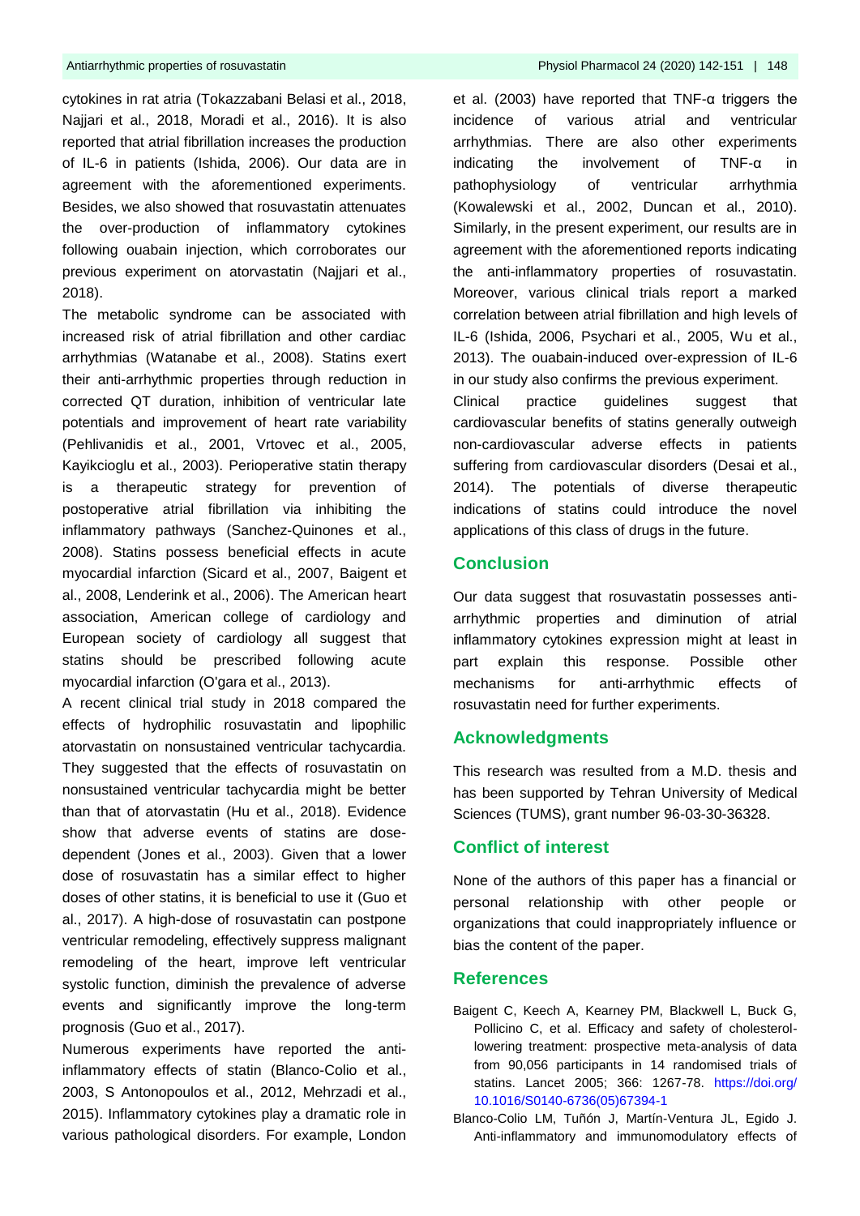cytokines in rat atria (Tokazzabani Belasi et al., 2018, Najjari et al., 2018, Moradi et al., 2016). It is also reported that atrial fibrillation increases the production of IL-6 in patients (Ishida, 2006). Our data are in agreement with the aforementioned experiments. Besides, we also showed that rosuvastatin attenuates the over-production of inflammatory cytokines following ouabain injection, which corroborates our previous experiment on atorvastatin (Najjari et al., 2018).

The metabolic syndrome can be associated with increased risk of atrial fibrillation and other cardiac arrhythmias (Watanabe et al., 2008). Statins exert their anti-arrhythmic properties through reduction in corrected QT duration, inhibition of ventricular late potentials and improvement of heart rate variability (Pehlivanidis et al., 2001, Vrtovec et al., 2005, Kayikcioglu et al., 2003). Perioperative statin therapy is a therapeutic strategy for prevention of postoperative atrial fibrillation via inhibiting the inflammatory pathways (Sanchez-Quinones et al., 2008). Statins possess beneficial effects in acute myocardial infarction (Sicard et al., 2007, Baigent et al., 2008, Lenderink et al., 2006). The American heart association, American college of cardiology and European society of cardiology all suggest that statins should be prescribed following acute myocardial infarction (O'gara et al., 2013).

A recent clinical trial study in 2018 compared the effects of hydrophilic rosuvastatin and lipophilic atorvastatin on nonsustained ventricular tachycardia. They suggested that the effects of rosuvastatin on nonsustained ventricular tachycardia might be better than that of atorvastatin (Hu et al., 2018). Evidence show that adverse events of statins are dose-dependent (Jones et al., 2003). Given that a lower dose of rosuvastatin has a similar effect to higher doses of other statins, it is beneficial to use it (Guo et al., 2017). A high-dose of rosuvastatin can postpone ventricular remodeling, effectively suppress malignant remodeling of the heart, improve left ventricular systolic function, diminish the prevalence of adverse events and significantly improve the long-term prognosis (Guo et al., 2017).

Numerous experiments have reported the anti-inflammatory effects of statin (Blanco-Colio et al., 2003, S Antonopoulos et al., 2012, Mehrzadi et al., 2015). Inflammatory cytokines play a dramatic role in various pathological disorders. For example, London et al. (2003) have reported that TNF-α triggers the incidence of various atrial and ventricular arrhythmias. There are also other experiments indicating the involvement of TNF-α in pathophysiology of ventricular arrhythmia (Kowalewski et al., 2002, Duncan et al., 2010). Similarly, in the present experiment, our results are in agreement with the aforementioned reports indicating the anti-inflammatory properties of rosuvastatin. Moreover, various clinical trials report a marked correlation between atrial fibrillation and high levels of IL-6 (Ishida, 2006, Psychari et al., 2005, Wu et al., 2013). The ouabain-induced over-expression of IL-6 in our study also confirms the previous experiment.

Clinical practice guidelines suggest that cardiovascular benefits of statins generally outweigh non-cardiovascular adverse effects in patients suffering from cardiovascular disorders (Desai et al., 2014). The potentials of diverse therapeutic indications of statins could introduce the novel applications of this class of drugs in the future.

## Conclusion

Our data suggest that rosuvastatin possesses anti-arrhythmic properties and diminution of atrial inflammatory cytokines expression might at least in part explain this response. Possible other mechanisms for anti-arrhythmic effects of rosuvastatin need for further experiments.

## Acknowledgments

This research was resulted from a M.D. thesis and has been supported by Tehran University of Medical Sciences (TUMS), grant number 96-03-30-36328.

## Conflict of interest

None of the authors of this paper has a financial or personal relationship with other people or organizations that could inappropriately influence or bias the content of the paper.

## References

Baigent C, Keech A, Kearney PM, Blackwell L, Buck G, Pollicino C, et al. Efficacy and safety of cholesterol-lowering treatment: prospective meta-analysis of data from 90,056 participants in 14 randomised trials of statins. Lancet 2005; 366: 1267-78. https://doi.org/10.1016/S0140-6736(05)67394-1

Blanco-Colio LM, Tuñón J, Martín-Ventura JL, Egido J. Anti-inflammatory and immunomodulatory effects of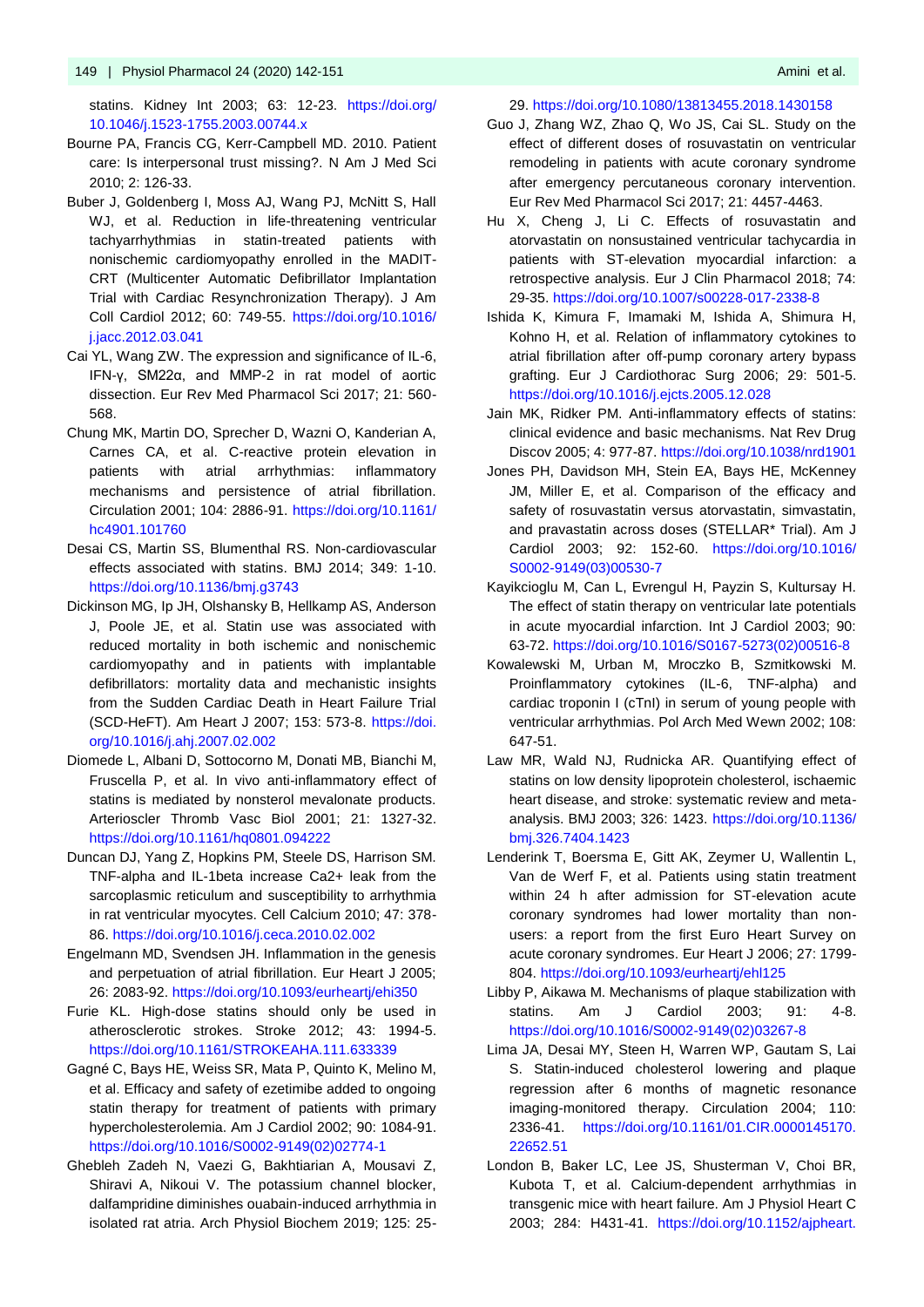statins. Kidney Int 2003; 63: 12-23. https://doi.org/10.1046/j.1523-1755.2003.00744.x

Bourne PA, Francis CG, Kerr-Campbell MD. 2010. Patient care: Is interpersonal trust missing?. N Am J Med Sci 2010; 2: 126-33.

Buber J, Goldenberg I, Moss AJ, Wang PJ, McNitt S, Hall WJ, et al. Reduction in life-threatening ventricular tachyarrhythmias in statin-treated patients with nonischemic cardiomyopathy enrolled in the MADIT-CRT (Multicenter Automatic Defibrillator Implantation Trial with Cardiac Resynchronization Therapy). J Am Coll Cardiol 2012; 60: 749-55. https://doi.org/10.1016/j.jacc.2012.03.041

Cai YL, Wang ZW. The expression and significance of IL-6, IFN-γ, SM22α, and MMP-2 in rat model of aortic dissection. Eur Rev Med Pharmacol Sci 2017; 21: 560-568.

Chung MK, Martin DO, Sprecher D, Wazni O, Kanderian A, Carnes CA, et al. C-reactive protein elevation in patients with atrial arrhythmias: inflammatory mechanisms and persistence of atrial fibrillation. Circulation 2001; 104: 2886-91. https://doi.org/10.1161/hc4901.101760

Desai CS, Martin SS, Blumenthal RS. Non-cardiovascular effects associated with statins. BMJ 2014; 349: 1-10. https://doi.org/10.1136/bmj.g3743

Dickinson MG, Ip JH, Olshansky B, Hellkamp AS, Anderson J, Poole JE, et al. Statin use was associated with reduced mortality in both ischemic and nonischemic cardiomyopathy and in patients with implantable defibrillators: mortality data and mechanistic insights from the Sudden Cardiac Death in Heart Failure Trial (SCD-HeFT). Am Heart J 2007; 153: 573-8. https://doi.org/10.1016/j.ahj.2007.02.002

Diomede L, Albani D, Sottocorno M, Donati MB, Bianchi M, Fruscella P, et al. In vivo anti-inflammatory effect of statins is mediated by nonsterol mevalonate products. Arterioscler Thromb Vasc Biol 2001; 21: 1327-32. https://doi.org/10.1161/hq0801.094222

Duncan DJ, Yang Z, Hopkins PM, Steele DS, Harrison SM. TNF-alpha and IL-1beta increase Ca2+ leak from the sarcoplasmic reticulum and susceptibility to arrhythmia in rat ventricular myocytes. Cell Calcium 2010; 47: 378-86. https://doi.org/10.1016/j.ceca.2010.02.002

Engelmann MD, Svendsen JH. Inflammation in the genesis and perpetuation of atrial fibrillation. Eur Heart J 2005; 26: 2083-92. https://doi.org/10.1093/eurheartj/ehi350

Furie KL. High-dose statins should only be used in atherosclerotic strokes. Stroke 2012; 43: 1994-5. https://doi.org/10.1161/STROKEAHA.111.633339

Gagné C, Bays HE, Weiss SR, Mata P, Quinto K, Melino M, et al. Efficacy and safety of ezetimibe added to ongoing statin therapy for treatment of patients with primary hypercholesterolemia. Am J Cardiol 2002; 90: 1084-91. https://doi.org/10.1016/S0002-9149(02)02774-1

Ghebleh Zadeh N, Vaezi G, Bakhtiarian A, Mousavi Z, Shiravi A, Nikoui V. The potassium channel blocker, dalfampridine diminishes ouabain-induced arrhythmia in isolated rat atria. Arch Physiol Biochem 2019; 125: 25-29. https://doi.org/10.1080/13813455.2018.1430158

Guo J, Zhang WZ, Zhao Q, Wo JS, Cai SL. Study on the effect of different doses of rosuvastatin on ventricular remodeling in patients with acute coronary syndrome after emergency percutaneous coronary intervention. Eur Rev Med Pharmacol Sci 2017; 21: 4457-4463.

Hu X, Cheng J, Li C. Effects of rosuvastatin and atorvastatin on nonsustained ventricular tachycardia in patients with ST-elevation myocardial infarction: a retrospective analysis. Eur J Clin Pharmacol 2018; 74: 29-35. https://doi.org/10.1007/s00228-017-2338-8

Ishida K, Kimura F, Imamaki M, Ishida A, Shimura H, Kohno H, et al. Relation of inflammatory cytokines to atrial fibrillation after off-pump coronary artery bypass grafting. Eur J Cardiothorac Surg 2006; 29: 501-5. https://doi.org/10.1016/j.ejcts.2005.12.028

Jain MK, Ridker PM. Anti-inflammatory effects of statins: clinical evidence and basic mechanisms. Nat Rev Drug Discov 2005; 4: 977-87. https://doi.org/10.1038/nrd1901

Jones PH, Davidson MH, Stein EA, Bays HE, McKenney JM, Miller E, et al. Comparison of the efficacy and safety of rosuvastatin versus atorvastatin, simvastatin, and pravastatin across doses (STELLAR* Trial). Am J Cardiol 2003; 92: 152-60. https://doi.org/10.1016/S0002-9149(03)00530-7

Kayikcioglu M, Can L, Evrengul H, Payzin S, Kultursay H. The effect of statin therapy on ventricular late potentials in acute myocardial infarction. Int J Cardiol 2003; 90: 63-72. https://doi.org/10.1016/S0167-5273(02)00516-8

Kowalewski M, Urban M, Mroczko B, Szmitkowski M. Proinflammatory cytokines (IL-6, TNF-alpha) and cardiac troponin I (cTnI) in serum of young people with ventricular arrhythmias. Pol Arch Med Wewn 2002; 108: 647-51.

Law MR, Wald NJ, Rudnicka AR. Quantifying effect of statins on low density lipoprotein cholesterol, ischaemic heart disease, and stroke: systematic review and meta-analysis. BMJ 2003; 326: 1423. https://doi.org/10.1136/bmj.326.7404.1423

Lenderink T, Boersma E, Gitt AK, Zeymer U, Wallentin L, Van de Werf F, et al. Patients using statin treatment within 24 h after admission for ST-elevation acute coronary syndromes had lower mortality than non-users: a report from the first Euro Heart Survey on acute coronary syndromes. Eur Heart J 2006; 27: 1799-804. https://doi.org/10.1093/eurheartj/ehl125

Libby P, Aikawa M. Mechanisms of plaque stabilization with statins. Am J Cardiol 2003; 91: 4-8. https://doi.org/10.1016/S0002-9149(02)03267-8

Lima JA, Desai MY, Steen H, Warren WP, Gautam S, Lai S. Statin-induced cholesterol lowering and plaque regression after 6 months of magnetic resonance imaging-monitored therapy. Circulation 2004; 110: 2336-41. https://doi.org/10.1161/01.CIR.0000145170.22652.51

London B, Baker LC, Lee JS, Shusterman V, Choi BR, Kubota T, et al. Calcium-dependent arrhythmias in transgenic mice with heart failure. Am J Physiol Heart C 2003; 284: H431-41. https://doi.org/10.1152/ajpheart.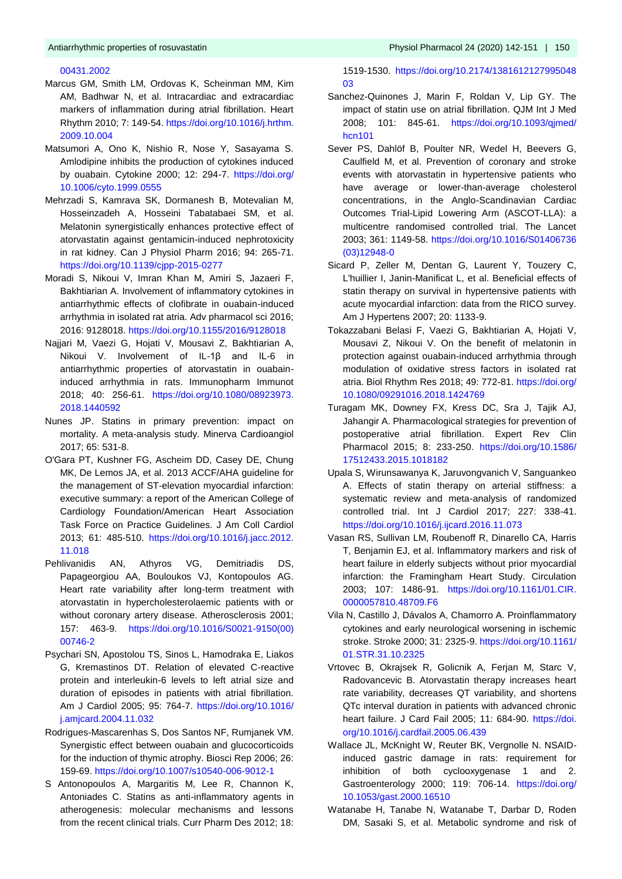00431.2002

Marcus GM, Smith LM, Ordovas K, Scheinman MM, Kim AM, Hadhraz M, et al. Intracardiac and extracardiac markers of inflammation during atrial fibrillation. Heart Rhythm 2010; 7: 149-54. https://doi.org/10.1016/j.hrthm.2009.10.004

Matsumori A, Ono K, Nishio R, Nose Y, Sasayama S. Amlodipine inhibits the production of cytokines induced by ouabain. Cytokine 2000; 12: 294-7. https://doi.org/10.1006/cyto.1999.0555

Mehrzadi S, Kamrava SK, Dormanesh B, Motevalian M, Hosseinzadeh A, Hosseini Tabatabaei SM, et al. Melatonin synergistically enhances protective effect of atorvastatin against gentamicin-induced nephrotoxicity in rat kidney. Can J Physiol Pharm 2016; 94: 265-71. https://doi.org/10.1139/cjpp-2015-0277

Moradi S, Nikoui V, Imran Khan M, Amiri S, Jazaeri F, Bakhtiarian A. Involvement of inflammatory cytokines in antiarrhythmic effects of clofibrate in ouabain-induced arrhythmia in isolated rat atria. Adv pharmacol sci 2016; 2016: 9128018. https://doi.org/10.1155/2016/9128018

Najjari M, Vaezi G, Hojati V, Mousavi Z, Bakhtiarian A, Nikoui V. Involvement of IL-1β and IL-6 in antiarrhythmic properties of atorvastatin in ouabain-induced arrhythmia in rats. Immunopharm Immunot 2018; 40: 256-61. https://doi.org/10.1080/08923973.2018.1440592

Nunes JP. Statins in primary prevention: impact on mortality. A meta-analysis study. Minerva Cardioangiol 2017; 65: 531-8.

O'Gara PT, Kushner FG, Ascheim DD, Casey DE, Chung MK, De Lemos JA, et al. 2013 ACCF/AHA guideline for the management of ST-elevation myocardial infarction: executive summary: a report of the American College of Cardiology Foundation/American Heart Association Task Force on Practice Guidelines. J Am Coll Cardiol 2013; 61: 485-510. https://doi.org/10.1016/j.jacc.2012.11.018

Pehlivanidis AN, Athyros VG, Demitriadis DS, Papageorgiou AA, Bouloukos VJ, Kontopoulos AG. Heart rate variability after long-term treatment with atorvastatin in hypercholesterolaemic patients with or without coronary artery disease. Atherosclerosis 2001; 157: 463-9. https://doi.org/10.1016/S0021-9150(00)00746-2

Psychari SN, Apostolou TS, Sinos L, Hamodraka E, Liakos G, Kremastinos DT. Relation of elevated C-reactive protein and interleukin-6 levels to left atrial size and duration of episodes in patients with atrial fibrillation. Am J Cardiol 2005; 95: 764-7. https://doi.org/10.1016/j.amjcard.2004.11.032

Rodrigues-Mascarenhas S, Dos Santos NF, Rumjanek VM. Synergistic effect between ouabain and glucocorticoids for the induction of thymic atrophy. Biosci Rep 2006; 26: 159-69. https://doi.org/10.1007/s10540-006-9012-1

S Antonopoulos A, Margaritis M, Lee R, Channon K, Antoniades C. Statins as anti-inflammatory agents in atherogenesis: molecular mechanisms and lessons from the recent clinical trials. Curr Pharm Des 2012; 18: 1519-1530. https://doi.org/10.2174/138161212799504803

Sanchez-Quinones J, Marin F, Roldan V, Lip GY. The impact of statin use on atrial fibrillation. QJM Int J Med 2008; 101: 845-61. https://doi.org/10.1093/qjmed/hcn101

Sever PS, Dahlöf B, Poulter NR, Wedel H, Beevers G, Caulfield M, et al. Prevention of coronary and stroke events with atorvastatin in hypertensive patients who have average or lower-than-average cholesterol concentrations, in the Anglo-Scandinavian Cardiac Outcomes Trial-Lipid Lowering Arm (ASCOT-LLA): a multicentre randomised controlled trial. The Lancet 2003; 361: 1149-58. https://doi.org/10.1016/S0140-6736(03)12948-0

Sicard P, Zeller M, Dentan G, Laurent Y, Touzery C, L'huillier I, Janin-Manificat L, et al. Beneficial effects of statin therapy on survival in hypertensive patients with acute myocardial infarction: data from the RICO survey. Am J Hypertens 2007; 20: 1133-9.

Tokazzabani Belasi F, Vaezi G, Bakhtiarian A, Hojati V, Mousavi Z, Nikoui V. On the benefit of melatonin in protection against ouabain-induced arrhythmia through modulation of oxidative stress factors in isolated rat atria. Biol Rhythm Res 2018; 49: 772-81. https://doi.org/10.1080/09291016.2018.1424769

Turagam MK, Downey FX, Kress DC, Sra J, Tajik AJ, Jahangir A. Pharmacological strategies for prevention of postoperative atrial fibrillation. Expert Rev Clin Pharmacol 2015; 8: 233-250. https://doi.org/10.1586/17512433.2015.1018182

Upala S, Wirunsawanya K, Jaruvongvanich V, Sanguankeo A. Effects of statin therapy on arterial stiffness: a systematic review and meta-analysis of randomized controlled trial. Int J Cardiol 2017; 227: 338-41. https://doi.org/10.1016/j.ijcard.2016.11.073

Vasan RS, Sullivan LM, Roubenoff R, Dinarello CA, Harris T, Benjamin EJ, et al. Inflammatory markers and risk of heart failure in elderly subjects without prior myocardial infarction: the Framingham Heart Study. Circulation 2003; 107: 1486-91. https://doi.org/10.1161/01.CIR.0000057810.48709.F6

Vila N, Castillo J, Dávalos A, Chamorro A. Proinflammatory cytokines and early neurological worsening in ischemic stroke. Stroke 2000; 31: 2325-9. https://doi.org/10.1161/01.STR.31.10.2325

Vrtovec B, Okrajsek R, Golicnik A, Ferjan M, Starc V, Radovancevic B. Atorvastatin therapy increases heart rate variability, decreases QT variability, and shortens QTc interval duration in patients with advanced chronic heart failure. J Card Fail 2005; 11: 684-90. https://doi.org/10.1016/j.cardfail.2005.06.439

Wallace JL, McKnight W, Reuter BK, Vergnolle N. NSAID-induced gastric damage in rats: requirement for inhibition of both cyclooxygenase 1 and 2. Gastroenterology 2000; 119: 706-14. https://doi.org/10.1053/gast.2000.16510

Watanabe H, Tanabe N, Watanabe T, Darbar D, Roden DM, Sasaki S, et al. Metabolic syndrome and risk of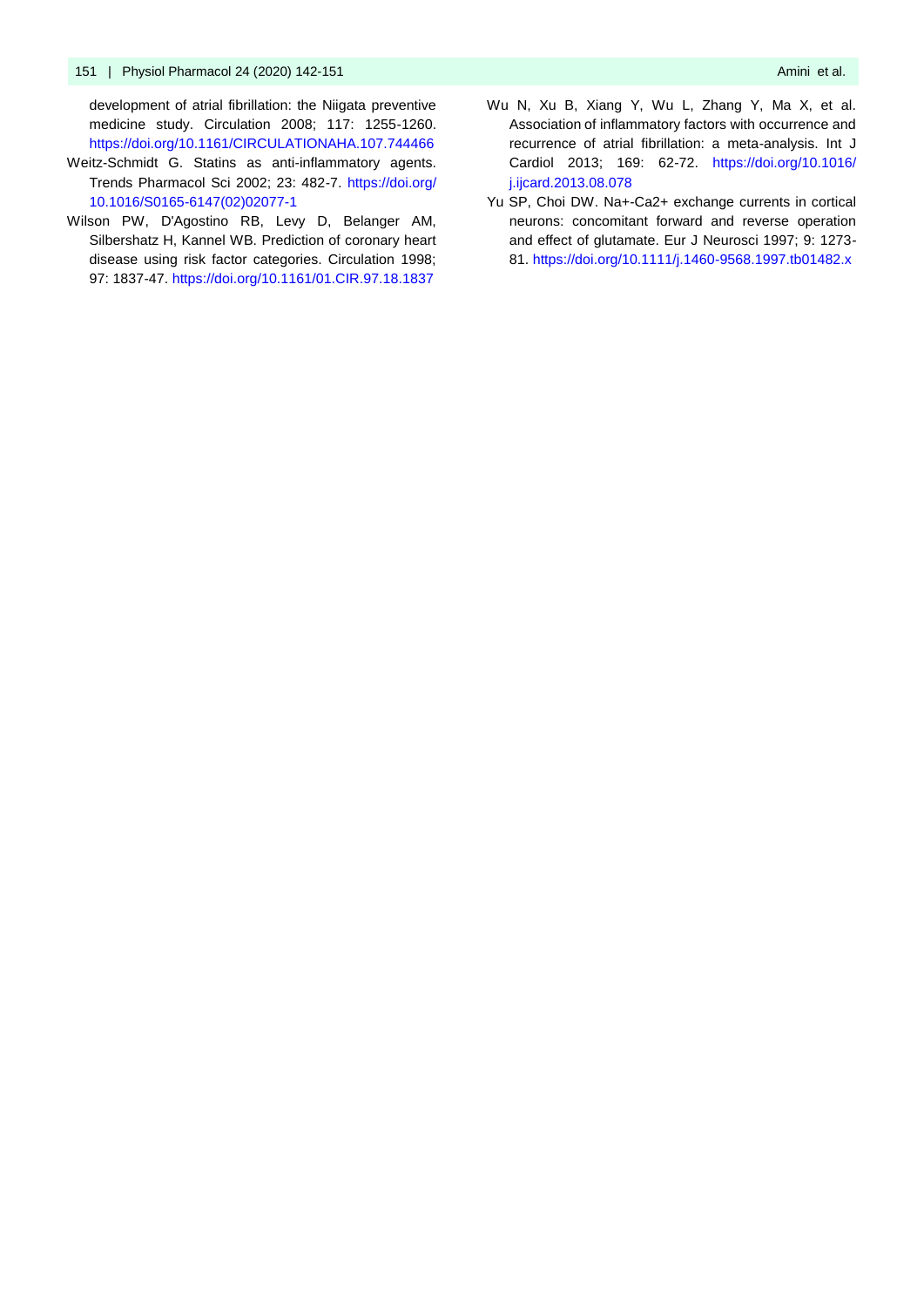development of atrial fibrillation: the Niigata preventive medicine study. Circulation 2008; 117: 1255-1260. https://doi.org/10.1161/CIRCULATIONAHA.107.744466

Weitz-Schmidt G. Statins as anti-inflammatory agents. Trends Pharmacol Sci 2002; 23: 482-7. https://doi.org/10.1016/S0165-6147(02)02077-1

Wilson PW, D'Agostino RB, Levy D, Belanger AM, Silbershatz H, Kannel WB. Prediction of coronary heart disease using risk factor categories. Circulation 1998; 97: 1837-47. https://doi.org/10.1161/01.CIR.97.18.1837

Wu N, Xu B, Xiang Y, Wu L, Zhang Y, Ma X, et al. Association of inflammatory factors with occurrence and recurrence of atrial fibrillation: a meta-analysis. Int J Cardiol 2013; 169: 62-72. https://doi.org/10.1016/j.ijcard.2013.08.078

Yu SP, Choi DW. Na+-Ca2+ exchange currents in cortical neurons: concomitant forward and reverse operation and effect of glutamate. Eur J Neurosci 1997; 9: 1273-81. https://doi.org/10.1111/j.1460-9568.1997.tb01482.x